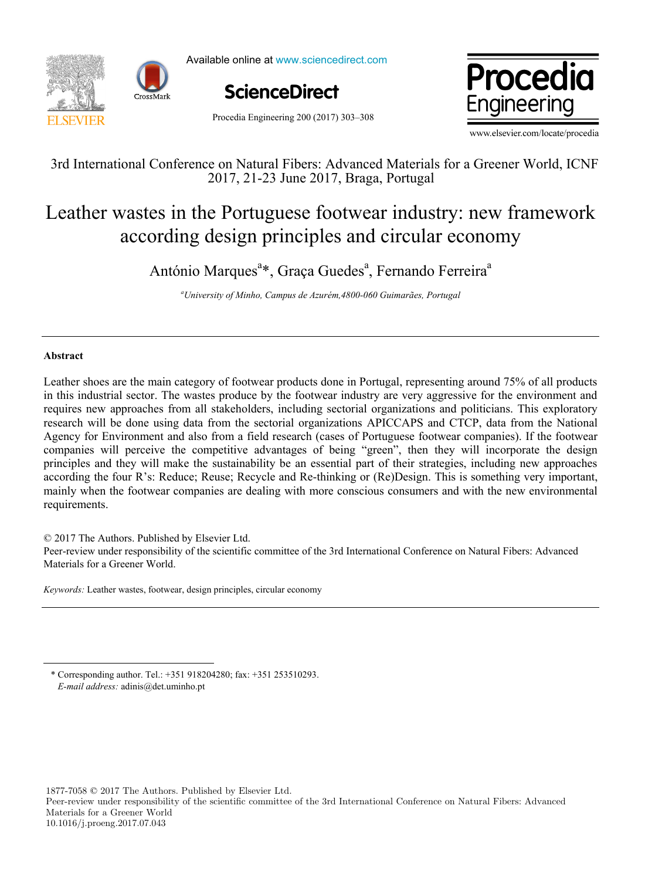3rd International Conference on Natural Fibers: Advanced Materials for a Greener World, ICNF 2017, 21-23 June 2017, Braga, Portugal

# Leather wastes in the Portuguese footwear industry: new framework according design principles and circular economy

António Marques[a]*, Graça Guedes[a], Fernando Ferreira[a]

[a]*University of Minho, Campus de Azurém,4800-060 Guimarães, Portugal*

---

### Abstract

Leather shoes are the main category of footwear products done in Portugal, representing around 75% of all products in this industrial sector. The wastes produce by the footwear industry are very aggressive for the environment and requires new approaches from all stakeholders, including sectorial organizations and politicians. This exploratory research will be done using data from the sectorial organizations APICCAPS and CTCP, data from the National Agency for Environment and also from a field research (cases of Portuguese footwear companies). If the footwear companies will perceive the competitive advantages of being "green", then they will incorporate the design principles and they will make the sustainability be an essential part of their strategies, including new approaches according the four R's: Reduce; Reuse; Recycle and Re-thinking or (Re)Design. This is something very important, mainly when the footwear companies are dealing with more conscious consumers and with the new environmental requirements.

© 2017 The Authors. Published by Elsevier Ltd.
Peer-review under responsibility of the scientific committee of the 3rd International Conference on Natural Fibers: Advanced Materials for a Greener World.

*Keywords:* Leather wastes, footwear, design principles, circular economy

---

\* Corresponding author. Tel.: +351 918204280; fax: +351 253510293.
*E-mail address:* adinis@det.uminho.pt

1877-7058 © 2017 The Authors. Published by Elsevier Ltd.
Peer-review under responsibility of the scientific committee of the 3rd International Conference on Natural Fibers: Advanced Materials for a Greener World
10.1016/j.proeng.2017.07.043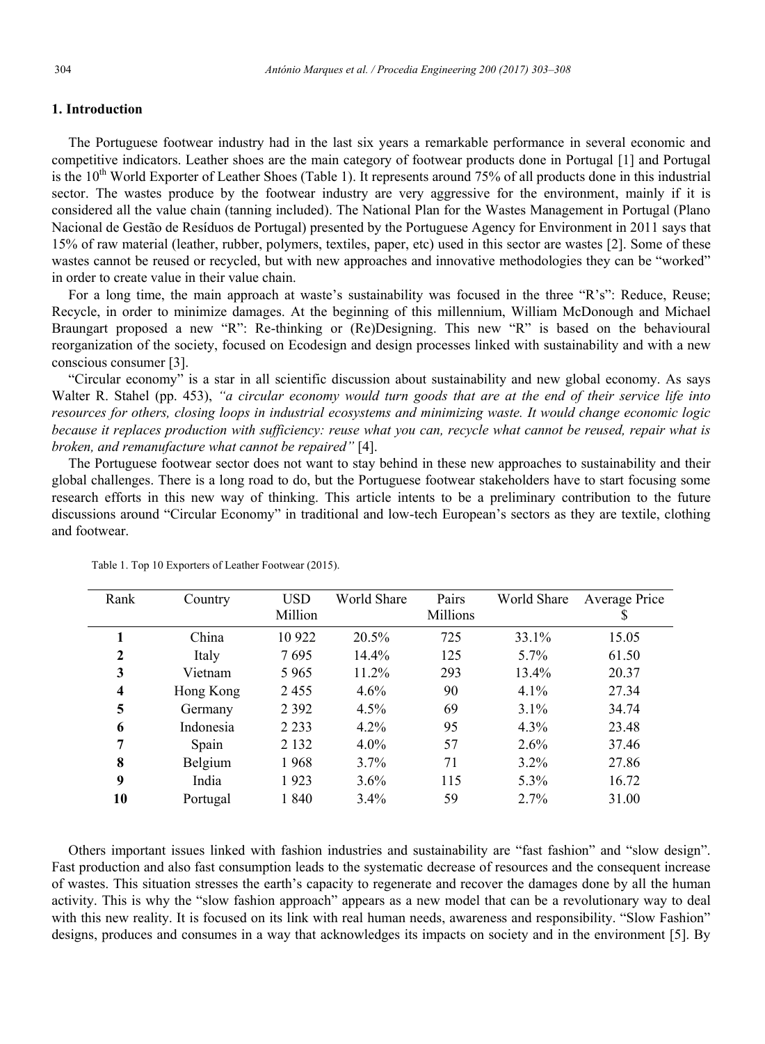## 1. Introduction

The Portuguese footwear industry had in the last six years a remarkable performance in several economic and competitive indicators. Leather shoes are the main category of footwear products done in Portugal [1] and Portugal is the 10th World Exporter of Leather Shoes (Table 1). It represents around 75% of all products done in this industrial sector. The wastes produce by the footwear industry are very aggressive for the environment, mainly if it is considered all the value chain (tanning included). The National Plan for the Wastes Management in Portugal (Plano Nacional de Gestão de Resíduos de Portugal) presented by the Portuguese Agency for Environment in 2011 says that 15% of raw material (leather, rubber, polymers, textiles, paper, etc) used in this sector are wastes [2]. Some of these wastes cannot be reused or recycled, but with new approaches and innovative methodologies they can be "worked" in order to create value in their value chain.

For a long time, the main approach at waste's sustainability was focused in the three "R's": Reduce, Reuse; Recycle, in order to minimize damages. At the beginning of this millennium, William McDonough and Michael Braungart proposed a new "R": Re-thinking or (Re)Designing. This new "R" is based on the behavioural reorganization of the society, focused on Ecodesign and design processes linked with sustainability and with a new conscious consumer [3].

"Circular economy" is a star in all scientific discussion about sustainability and new global economy. As says Walter R. Stahel (pp. 453), *"a circular economy would turn goods that are at the end of their service life into resources for others, closing loops in industrial ecosystems and minimizing waste. It would change economic logic because it replaces production with sufficiency: reuse what you can, recycle what cannot be reused, repair what is broken, and remanufacture what cannot be repaired"* [4].

The Portuguese footwear sector does not want to stay behind in these new approaches to sustainability and their global challenges. There is a long road to do, but the Portuguese footwear stakeholders have to start focusing some research efforts in this new way of thinking. This article intents to be a preliminary contribution to the future discussions around "Circular Economy" in traditional and low-tech European's sectors as they are textile, clothing and footwear.

Table 1. Top 10 Exporters of Leather Footwear (2015).

| Rank | Country | USD Million | World Share | Pairs Millions | World Share | Average Price $ |
|---|---|---|---|---|---|---|
| **1** | China | 10 922 | 20.5% | 725 | 33.1% | 15.05 |
| **2** | Italy | 7 695 | 14.4% | 125 | 5.7% | 61.50 |
| **3** | Vietnam | 5 965 | 11.2% | 293 | 13.4% | 20.37 |
| **4** | Hong Kong | 2 455 | 4.6% | 90 | 4.1% | 27.34 |
| **5** | Germany | 2 392 | 4.5% | 69 | 3.1% | 34.74 |
| **6** | Indonesia | 2 233 | 4.2% | 95 | 4.3% | 23.48 |
| **7** | Spain | 2 132 | 4.0% | 57 | 2.6% | 37.46 |
| **8** | Belgium | 1 968 | 3.7% | 71 | 3.2% | 27.86 |
| **9** | India | 1 923 | 3.6% | 115 | 5.3% | 16.72 |
| **10** | Portugal | 1 840 | 3.4% | 59 | 2.7% | 31.00 |

Others important issues linked with fashion industries and sustainability are "fast fashion" and "slow design". Fast production and also fast consumption leads to the systematic decrease of resources and the consequent increase of wastes. This situation stresses the earth's capacity to regenerate and recover the damages done by all the human activity. This is why the "slow fashion approach" appears as a new model that can be a revolutionary way to deal with this new reality. It is focused on its link with real human needs, awareness and responsibility. "Slow Fashion" designs, produces and consumes in a way that acknowledges its impacts on society and in the environment [5]. By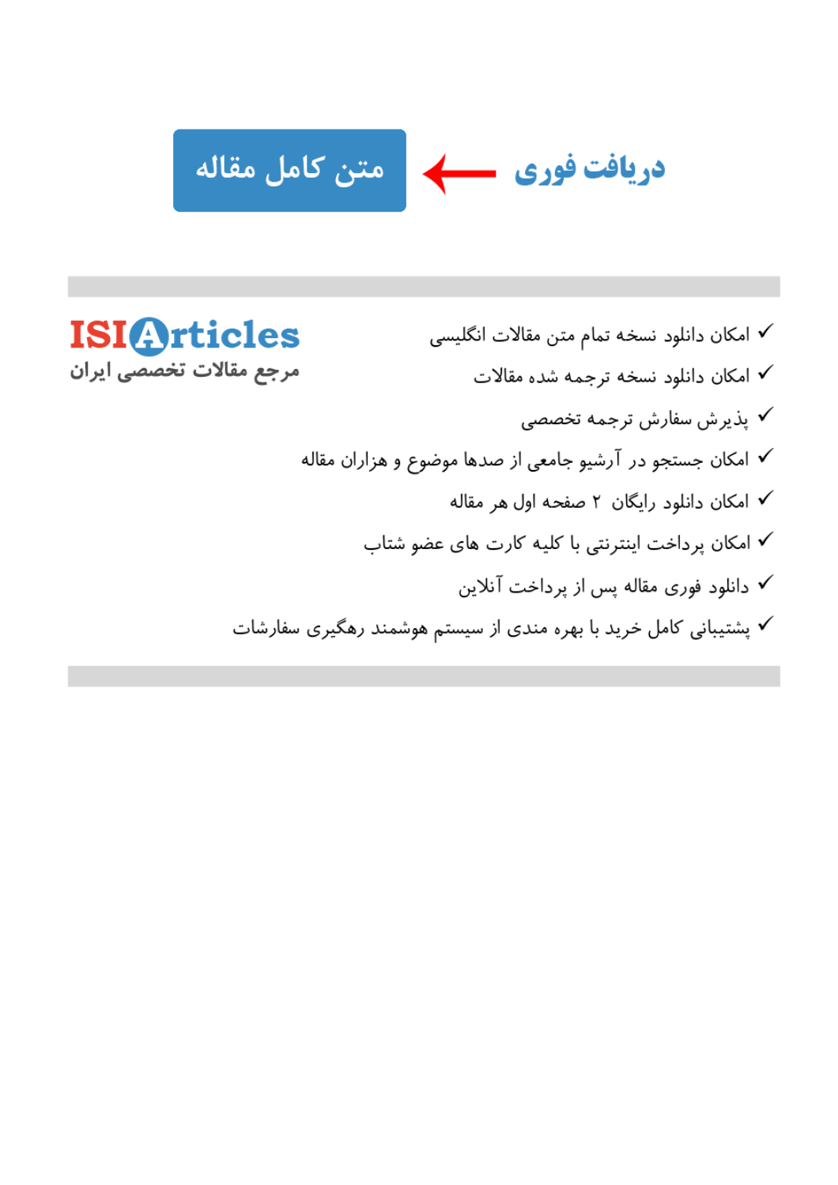دریافت فوری ← **متن کامل مقاله**

**ISIArticles**
مرجع مقالات تخصصی ایران

- ✓ امکان دانلود نسخه تمام متن مقالات انگلیسی
- ✓ امکان دانلود نسخه ترجمه شده مقالات
- ✓ پذیرش سفارش ترجمه تخصصی
- ✓ امکان جستجو در آرشیو جامعی از صدها موضوع و هزاران مقاله
- ✓ امکان دانلود رایگان ۲ صفحه اول هر مقاله
- ✓ امکان پرداخت اینترنتی با کلیه کارت های عضو شتاب
- ✓ دانلود فوری مقاله پس از پرداخت آنلاین
- ✓ پشتیبانی کامل خرید با بهره مندی از سیستم هوشمند رهگیری سفارشات